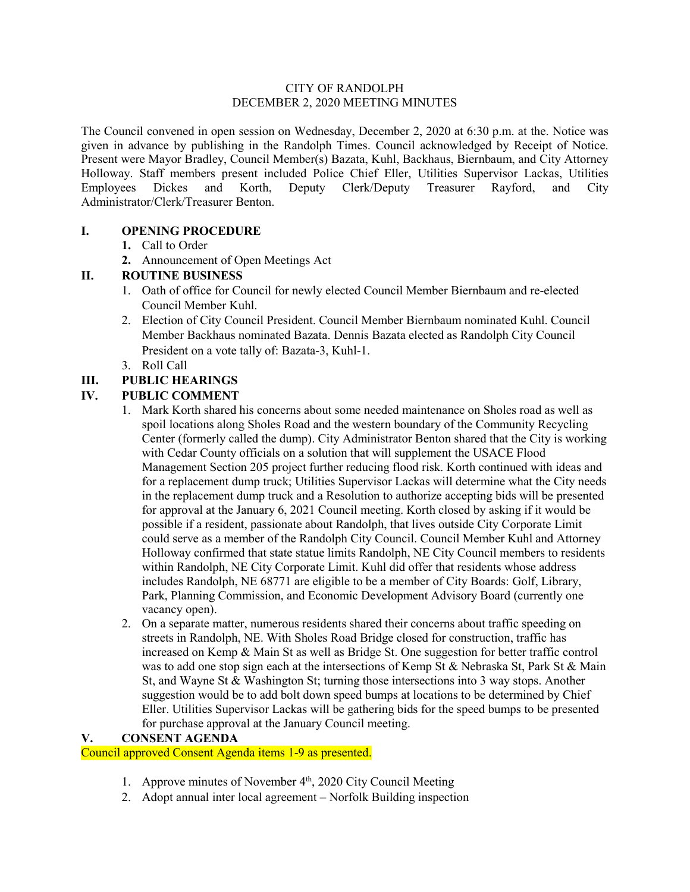CITY OF RANDOLPH
DECEMBER 2, 2020 MEETING MINUTES

The Council convened in open session on Wednesday, December 2, 2020 at 6:30 p.m. at the. Notice was given in advance by publishing in the Randolph Times. Council acknowledged by Receipt of Notice. Present were Mayor Bradley, Council Member(s) Bazata, Kuhl, Backhaus, Biernbaum, and City Attorney Holloway. Staff members present included Police Chief Eller, Utilities Supervisor Lackas, Utilities Employees Dickes and Korth, Deputy Clerk/Deputy Treasurer Rayford, and City Administrator/Clerk/Treasurer Benton.

## I. OPENING PROCEDURE

1. Call to Order
2. Announcement of Open Meetings Act

## II. ROUTINE BUSINESS

1. Oath of office for Council for newly elected Council Member Biernbaum and re-elected Council Member Kuhl.
2. Election of City Council President. Council Member Biernbaum nominated Kuhl. Council Member Backhaus nominated Bazata. Dennis Bazata elected as Randolph City Council President on a vote tally of: Bazata-3, Kuhl-1.
3. Roll Call

## III. PUBLIC HEARINGS

## IV. PUBLIC COMMENT

1. Mark Korth shared his concerns about some needed maintenance on Sholes road as well as spoil locations along Sholes Road and the western boundary of the Community Recycling Center (formerly called the dump). City Administrator Benton shared that the City is working with Cedar County officials on a solution that will supplement the USACE Flood Management Section 205 project further reducing flood risk. Korth continued with ideas and for a replacement dump truck; Utilities Supervisor Lackas will determine what the City needs in the replacement dump truck and a Resolution to authorize accepting bids will be presented for approval at the January 6, 2021 Council meeting. Korth closed by asking if it would be possible if a resident, passionate about Randolph, that lives outside City Corporate Limit could serve as a member of the Randolph City Council. Council Member Kuhl and Attorney Holloway confirmed that state statue limits Randolph, NE City Council members to residents within Randolph, NE City Corporate Limit. Kuhl did offer that residents whose address includes Randolph, NE 68771 are eligible to be a member of City Boards: Golf, Library, Park, Planning Commission, and Economic Development Advisory Board (currently one vacancy open).
2. On a separate matter, numerous residents shared their concerns about traffic speeding on streets in Randolph, NE. With Sholes Road Bridge closed for construction, traffic has increased on Kemp & Main St as well as Bridge St. One suggestion for better traffic control was to add one stop sign each at the intersections of Kemp St & Nebraska St, Park St & Main St, and Wayne St & Washington St; turning those intersections into 3 way stops. Another suggestion would be to add bolt down speed bumps at locations to be determined by Chief Eller. Utilities Supervisor Lackas will be gathering bids for the speed bumps to be presented for purchase approval at the January Council meeting.

## V. CONSENT AGENDA

Council approved Consent Agenda items 1-9 as presented.

1. Approve minutes of November 4th, 2020 City Council Meeting
2. Adopt annual inter local agreement – Norfolk Building inspection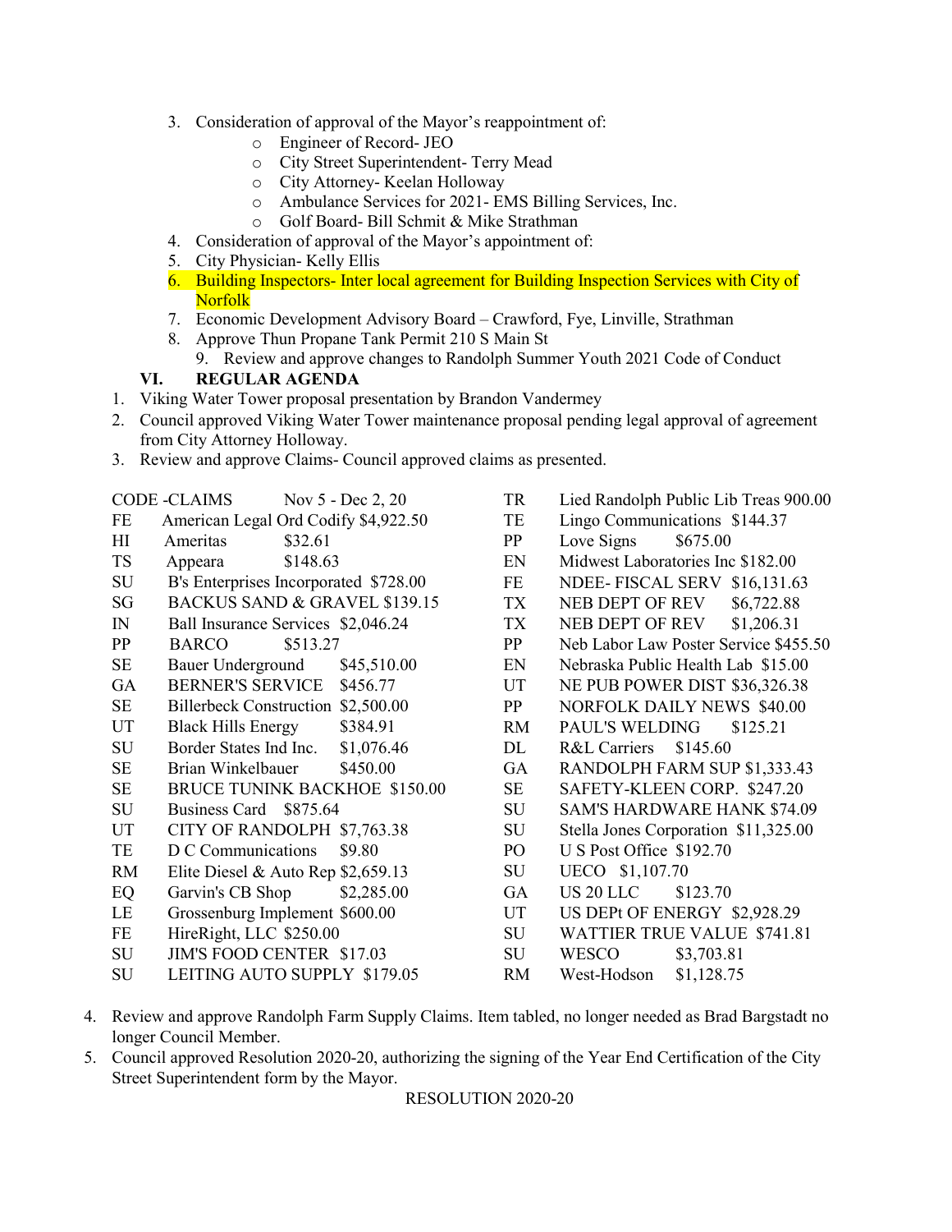3. Consideration of approval of the Mayor's reappointment of:
    - Engineer of Record- JEO
    - City Street Superintendent- Terry Mead
    - City Attorney- Keelan Holloway
    - Ambulance Services for 2021- EMS Billing Services, Inc.
    - Golf Board- Bill Schmit & Mike Strathman
4. Consideration of approval of the Mayor's appointment of:
5. City Physician- Kelly Ellis
6. Building Inspectors- Inter local agreement for Building Inspection Services with City of Norfolk
7. Economic Development Advisory Board – Crawford, Fye, Linville, Strathman
8. Approve Thun Propane Tank Permit 210 S Main St
9. Review and approve changes to Randolph Summer Youth 2021 Code of Conduct

## VI. REGULAR AGENDA

1. Viking Water Tower proposal presentation by Brandon Vandermey
2. Council approved Viking Water Tower maintenance proposal pending legal approval of agreement from City Attorney Holloway.
3. Review and approve Claims- Council approved claims as presented.

| CODE | -CLAIMS | Nov 5 - Dec 2, 20 |
|---|---|---|
| FE | American Legal Ord Codify | $4,922.50 |
| HI | Ameritas | $32.61 |
| TS | Appeara | $148.63 |
| SU | B's Enterprises Incorporated | $728.00 |
| SG | BACKUS SAND & GRAVEL | $139.15 |
| IN | Ball Insurance Services | $2,046.24 |
| PP | BARCO | $513.27 |
| SE | Bauer Underground | $45,510.00 |
| GA | BERNER'S SERVICE | $456.77 |
| SE | Billerbeck Construction | $2,500.00 |
| UT | Black Hills Energy | $384.91 |
| SU | Border States Ind Inc. | $1,076.46 |
| SE | Brian Winkelbauer | $450.00 |
| SE | BRUCE TUNINK BACKHOE | $150.00 |
| SU | Business Card | $875.64 |
| UT | CITY OF RANDOLPH | $7,763.38 |
| TE | D C Communications | $9.80 |
| RM | Elite Diesel & Auto Rep | $2,659.13 |
| EQ | Garvin's CB Shop | $2,285.00 |
| LE | Grossenburg Implement | $600.00 |
| FE | HireRight, LLC | $250.00 |
| SU | JIM'S FOOD CENTER | $17.03 |
| SU | LEITING AUTO SUPPLY | $179.05 |
| TR | Lied Randolph Public Lib Treas | 900.00 |
| TE | Lingo Communications | $144.37 |
| PP | Love Signs | $675.00 |
| EN | Midwest Laboratories Inc | $182.00 |
| FE | NDEE- FISCAL SERV | $16,131.63 |
| TX | NEB DEPT OF REV | $6,722.88 |
| TX | NEB DEPT OF REV | $1,206.31 |
| PP | Neb Labor Law Poster Service | $455.50 |
| EN | Nebraska Public Health Lab | $15.00 |
| UT | NE PUB POWER DIST | $36,326.38 |
| PP | NORFOLK DAILY NEWS | $40.00 |
| RM | PAUL'S WELDING | $125.21 |
| DL | R&L Carriers | $145.60 |
| GA | RANDOLPH FARM SUP | $1,333.43 |
| SE | SAFETY-KLEEN CORP. | $247.20 |
| SU | SAM'S HARDWARE HANK | $74.09 |
| SU | Stella Jones Corporation | $11,325.00 |
| PO | U S Post Office | $192.70 |
| SU | UECO | $1,107.70 |
| GA | US 20 LLC | $123.70 |
| UT | US DEPt OF ENERGY | $2,928.29 |
| SU | WATTIER TRUE VALUE | $741.81 |
| SU | WESCO | $3,703.81 |
| RM | West-Hodson | $1,128.75 |

4. Review and approve Randolph Farm Supply Claims. Item tabled, no longer needed as Brad Bargstadt no longer Council Member.
5. Council approved Resolution 2020-20, authorizing the signing of the Year End Certification of the City Street Superintendent form by the Mayor.

RESOLUTION 2020-20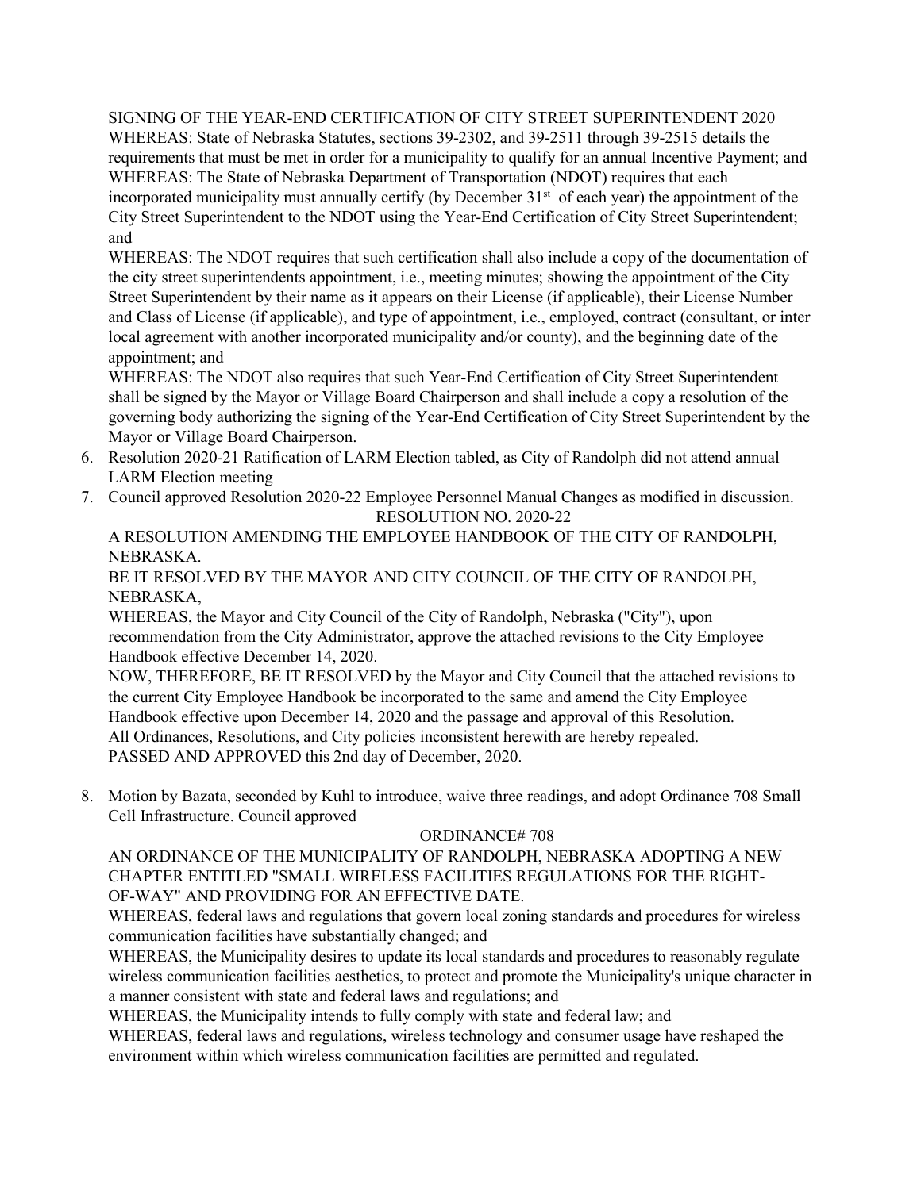SIGNING OF THE YEAR-END CERTIFICATION OF CITY STREET SUPERINTENDENT 2020

WHEREAS: State of Nebraska Statutes, sections 39-2302, and 39-2511 through 39-2515 details the requirements that must be met in order for a municipality to qualify for an annual Incentive Payment; and

WHEREAS: The State of Nebraska Department of Transportation (NDOT) requires that each incorporated municipality must annually certify (by December 31st of each year) the appointment of the City Street Superintendent to the NDOT using the Year-End Certification of City Street Superintendent; and

WHEREAS: The NDOT requires that such certification shall also include a copy of the documentation of the city street superintendents appointment, i.e., meeting minutes; showing the appointment of the City Street Superintendent by their name as it appears on their License (if applicable), their License Number and Class of License (if applicable), and type of appointment, i.e., employed, contract (consultant, or inter local agreement with another incorporated municipality and/or county), and the beginning date of the appointment; and

WHEREAS: The NDOT also requires that such Year-End Certification of City Street Superintendent shall be signed by the Mayor or Village Board Chairperson and shall include a copy a resolution of the governing body authorizing the signing of the Year-End Certification of City Street Superintendent by the Mayor or Village Board Chairperson.

6. Resolution 2020-21 Ratification of LARM Election tabled, as City of Randolph did not attend annual LARM Election meeting

7. Council approved Resolution 2020-22 Employee Personnel Manual Changes as modified in discussion.

   RESOLUTION NO. 2020-22

   A RESOLUTION AMENDING THE EMPLOYEE HANDBOOK OF THE CITY OF RANDOLPH, NEBRASKA.

   BE IT RESOLVED BY THE MAYOR AND CITY COUNCIL OF THE CITY OF RANDOLPH, NEBRASKA,

   WHEREAS, the Mayor and City Council of the City of Randolph, Nebraska ("City"), upon recommendation from the City Administrator, approve the attached revisions to the City Employee Handbook effective December 14, 2020.

   NOW, THEREFORE, BE IT RESOLVED by the Mayor and City Council that the attached revisions to the current City Employee Handbook be incorporated to the same and amend the City Employee Handbook effective upon December 14, 2020 and the passage and approval of this Resolution.

   All Ordinances, Resolutions, and City policies inconsistent herewith are hereby repealed.

   PASSED AND APPROVED this 2nd day of December, 2020.

8. Motion by Bazata, seconded by Kuhl to introduce, waive three readings, and adopt Ordinance 708 Small Cell Infrastructure. Council approved

   ORDINANCE# 708

   AN ORDINANCE OF THE MUNICIPALITY OF RANDOLPH, NEBRASKA ADOPTING A NEW CHAPTER ENTITLED "SMALL WIRELESS FACILITIES REGULATIONS FOR THE RIGHT-OF-WAY" AND PROVIDING FOR AN EFFECTIVE DATE.

   WHEREAS, federal laws and regulations that govern local zoning standards and procedures for wireless communication facilities have substantially changed; and

   WHEREAS, the Municipality desires to update its local standards and procedures to reasonably regulate wireless communication facilities aesthetics, to protect and promote the Municipality's unique character in a manner consistent with state and federal laws and regulations; and

   WHEREAS, the Municipality intends to fully comply with state and federal law; and

   WHEREAS, federal laws and regulations, wireless technology and consumer usage have reshaped the environment within which wireless communication facilities are permitted and regulated.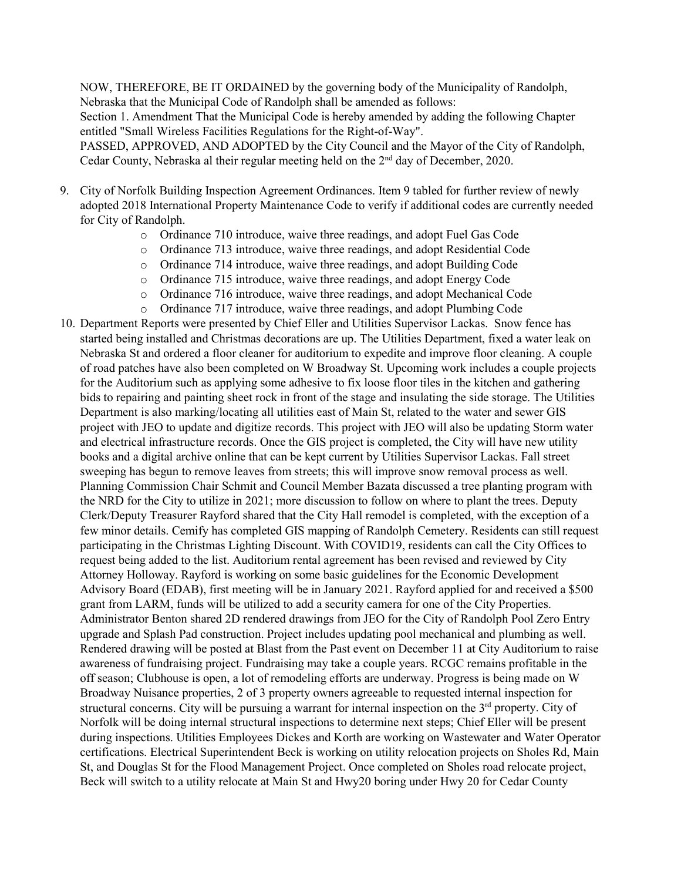NOW, THEREFORE, BE IT ORDAINED by the governing body of the Municipality of Randolph, Nebraska that the Municipal Code of Randolph shall be amended as follows:
Section 1. Amendment That the Municipal Code is hereby amended by adding the following Chapter entitled "Small Wireless Facilities Regulations for the Right-of-Way".
PASSED, APPROVED, AND ADOPTED by the City Council and the Mayor of the City of Randolph, Cedar County, Nebraska al their regular meeting held on the 2nd day of December, 2020.

9. City of Norfolk Building Inspection Agreement Ordinances. Item 9 tabled for further review of newly adopted 2018 International Property Maintenance Code to verify if additional codes are currently needed for City of Randolph.
   - Ordinance 710 introduce, waive three readings, and adopt Fuel Gas Code
   - Ordinance 713 introduce, waive three readings, and adopt Residential Code
   - Ordinance 714 introduce, waive three readings, and adopt Building Code
   - Ordinance 715 introduce, waive three readings, and adopt Energy Code
   - Ordinance 716 introduce, waive three readings, and adopt Mechanical Code
   - Ordinance 717 introduce, waive three readings, and adopt Plumbing Code
10. Department Reports were presented by Chief Eller and Utilities Supervisor Lackas. Snow fence has started being installed and Christmas decorations are up. The Utilities Department, fixed a water leak on Nebraska St and ordered a floor cleaner for auditorium to expedite and improve floor cleaning. A couple of road patches have also been completed on W Broadway St. Upcoming work includes a couple projects for the Auditorium such as applying some adhesive to fix loose floor tiles in the kitchen and gathering bids to repairing and painting sheet rock in front of the stage and insulating the side storage. The Utilities Department is also marking/locating all utilities east of Main St, related to the water and sewer GIS project with JEO to update and digitize records. This project with JEO will also be updating Storm water and electrical infrastructure records. Once the GIS project is completed, the City will have new utility books and a digital archive online that can be kept current by Utilities Supervisor Lackas. Fall street sweeping has begun to remove leaves from streets; this will improve snow removal process as well. Planning Commission Chair Schmit and Council Member Bazata discussed a tree planting program with the NRD for the City to utilize in 2021; more discussion to follow on where to plant the trees. Deputy Clerk/Deputy Treasurer Rayford shared that the City Hall remodel is completed, with the exception of a few minor details. Cemify has completed GIS mapping of Randolph Cemetery. Residents can still request participating in the Christmas Lighting Discount. With COVID19, residents can call the City Offices to request being added to the list. Auditorium rental agreement has been revised and reviewed by City Attorney Holloway. Rayford is working on some basic guidelines for the Economic Development Advisory Board (EDAB), first meeting will be in January 2021. Rayford applied for and received a $500 grant from LARM, funds will be utilized to add a security camera for one of the City Properties. Administrator Benton shared 2D rendered drawings from JEO for the City of Randolph Pool Zero Entry upgrade and Splash Pad construction. Project includes updating pool mechanical and plumbing as well. Rendered drawing will be posted at Blast from the Past event on December 11 at City Auditorium to raise awareness of fundraising project. Fundraising may take a couple years. RCGC remains profitable in the off season; Clubhouse is open, a lot of remodeling efforts are underway. Progress is being made on W Broadway Nuisance properties, 2 of 3 property owners agreeable to requested internal inspection for structural concerns. City will be pursuing a warrant for internal inspection on the 3rd property. City of Norfolk will be doing internal structural inspections to determine next steps; Chief Eller will be present during inspections. Utilities Employees Dickes and Korth are working on Wastewater and Water Operator certifications. Electrical Superintendent Beck is working on utility relocation projects on Sholes Rd, Main St, and Douglas St for the Flood Management Project. Once completed on Sholes road relocate project, Beck will switch to a utility relocate at Main St and Hwy20 boring under Hwy 20 for Cedar County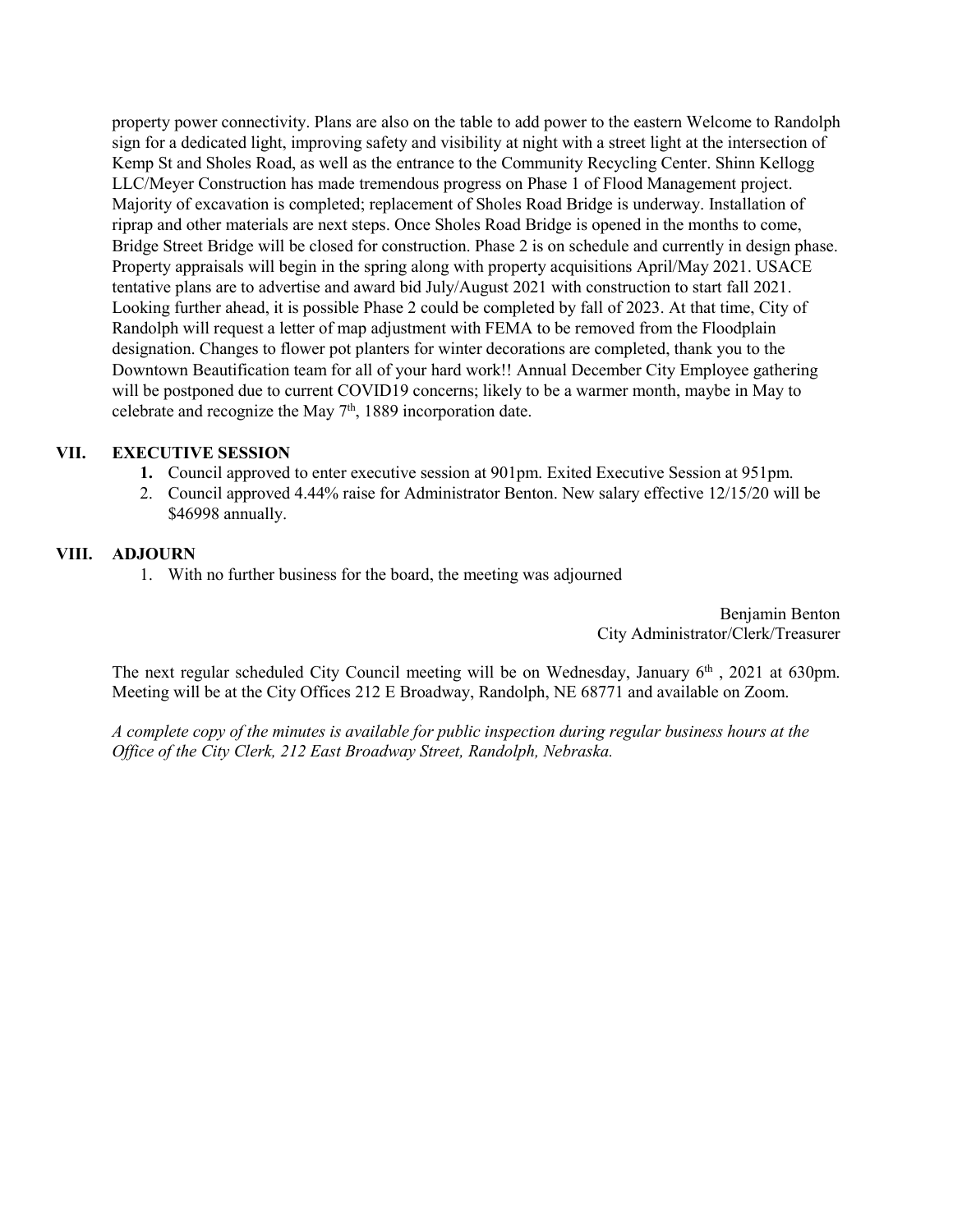property power connectivity. Plans are also on the table to add power to the eastern Welcome to Randolph sign for a dedicated light, improving safety and visibility at night with a street light at the intersection of Kemp St and Sholes Road, as well as the entrance to the Community Recycling Center. Shinn Kellogg LLC/Meyer Construction has made tremendous progress on Phase 1 of Flood Management project. Majority of excavation is completed; replacement of Sholes Road Bridge is underway. Installation of riprap and other materials are next steps. Once Sholes Road Bridge is opened in the months to come, Bridge Street Bridge will be closed for construction. Phase 2 is on schedule and currently in design phase. Property appraisals will begin in the spring along with property acquisitions April/May 2021. USACE tentative plans are to advertise and award bid July/August 2021 with construction to start fall 2021. Looking further ahead, it is possible Phase 2 could be completed by fall of 2023. At that time, City of Randolph will request a letter of map adjustment with FEMA to be removed from the Floodplain designation. Changes to flower pot planters for winter decorations are completed, thank you to the Downtown Beautification team for all of your hard work!! Annual December City Employee gathering will be postponed due to current COVID19 concerns; likely to be a warmer month, maybe in May to celebrate and recognize the May 7th, 1889 incorporation date.

## VII. EXECUTIVE SESSION

1. Council approved to enter executive session at 901pm. Exited Executive Session at 951pm.
2. Council approved 4.44% raise for Administrator Benton. New salary effective 12/15/20 will be $46998 annually.

## VIII. ADJOURN

1. With no further business for the board, the meeting was adjourned

Benjamin Benton
City Administrator/Clerk/Treasurer

The next regular scheduled City Council meeting will be on Wednesday, January 6th , 2021 at 630pm. Meeting will be at the City Offices 212 E Broadway, Randolph, NE 68771 and available on Zoom.

*A complete copy of the minutes is available for public inspection during regular business hours at the Office of the City Clerk, 212 East Broadway Street, Randolph, Nebraska.*